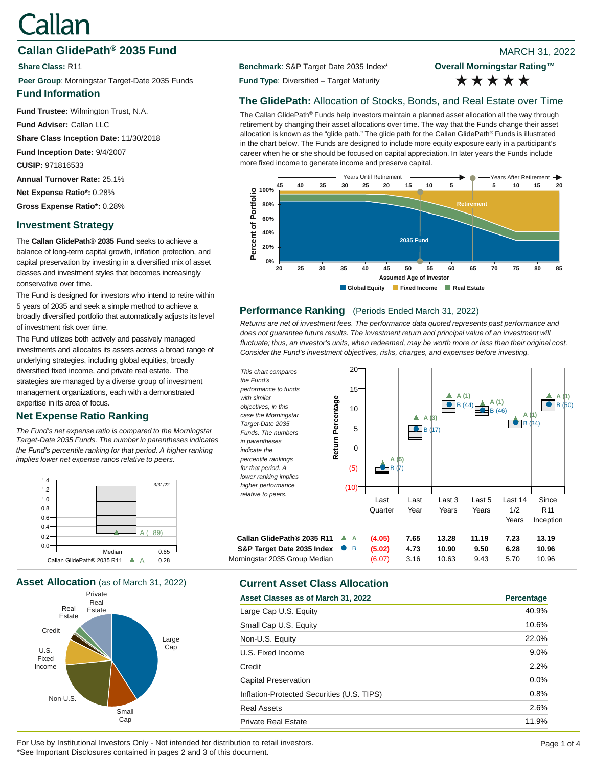# Callan GlidePath® 2035 Fund

MARCH 31, 2022

**Share Class:** R11

**Peer Group**: Morningstar Target-Date 2035 Funds

**Benchmark**: S&P Target Date 2035 Index*

**Fund Type**: Diversified – Target Maturity

**Overall Morningstar Rating™** ★★★★★

## Fund Information

**Fund Trustee:** Wilmington Trust, N.A.

**Fund Adviser:** Callan LLC

**Share Class Inception Date:** 11/30/2018

**Fund Inception Date:** 9/4/2007

**CUSIP:** 971816533

**Annual Turnover Rate:** 25.1%

**Net Expense Ratio*:** 0.28%

**Gross Expense Ratio*:** 0.28%

## Investment Strategy

The **Callan GlidePath® 2035 Fund** seeks to achieve a balance of long-term capital growth, inflation protection, and capital preservation by investing in a diversified mix of asset classes and investment styles that becomes increasingly conservative over time.

The Fund is designed for investors who intend to retire within 5 years of 2035 and seek a simple method to achieve a broadly diversified portfolio that automatically adjusts its level of investment risk over time.

The Fund utilizes both actively and passively managed investments and allocates its assets across a broad range of underlying strategies, including global equities, broadly diversified fixed income, and private real estate. The strategies are managed by a diverse group of investment management organizations, each with a demonstrated expertise in its area of focus.

## Net Expense Ratio Ranking

*The Fund's net expense ratio is compared to the Morningstar Target-Date 2035 Funds. The number in parentheses indicates the Fund's percentile ranking for that period. A higher ranking implies lower net expense ratios relative to peers.*

| | 3/31/22 |
|---|---|
| Median | 0.65 |
| Callan GlidePath® 2035 R11 ▲ A (89) | 0.28 |

## The GlidePath: Allocation of Stocks, Bonds, and Real Estate over Time

The Callan GlidePath® Funds help investors maintain a planned asset allocation all the way through retirement by changing their asset allocations over time. The way that the Funds change their asset allocation is known as the "glide path." The glide path for the Callan GlidePath® Funds is illustrated in the chart below. The Funds are designed to include more equity exposure early in a participant's career when he or she should be focused on capital appreciation. In later years the Funds include more fixed income to generate income and preserve capital.

## Performance Ranking (Periods Ended March 31, 2022)

*Returns are net of investment fees. The performance data quoted represents past performance and does not guarantee future results. The investment return and principal value of an investment will fluctuate; thus, an investor's units, when redeemed, may be worth more or less than their original cost. Consider the Fund's investment objectives, risks, charges, and expenses before investing.*

*This chart compares the Fund's performance to funds with similar objectives, in this case the Morningstar Target-Date 2035 Funds. The numbers in parentheses indicate the percentile rankings for that period. A lower ranking implies higher performance relative to peers.*

| | Last Quarter | Last Year | Last 3 Years | Last 5 Years | Last 14 1/2 Years | Since R11 Inception |
|---|---|---|---|---|---|---|
| **Callan GlidePath® 2035 R11** ▲ A | **(4.05)** (5) | **7.65** (3) | **13.28** (1) | **11.19** (1) | **7.23** (1) | **13.19** (1) |
| **S&P Target Date 2035 Index** ● B | **(5.02)** (7) | **4.73** (17) | **10.90** (44) | **9.50** (46) | **6.28** (34) | **10.96** (50) |
| Morningstar 2035 Group Median | (6.07) | 3.16 | 10.63 | 9.43 | 5.70 | 10.96 |

## Asset Allocation (as of March 31, 2022)

## Current Asset Class Allocation

| Asset Classes as of March 31, 2022 | Percentage |
|---|---|
| Large Cap U.S. Equity | 40.9% |
| Small Cap U.S. Equity | 10.6% |
| Non-U.S. Equity | 22.0% |
| U.S. Fixed Income | 9.0% |
| Credit | 2.2% |
| Capital Preservation | 0.0% |
| Inflation-Protected Securities (U.S. TIPS) | 0.8% |
| Real Assets | 2.6% |
| Private Real Estate | 11.9% |

For Use by Institutional Investors Only - Not intended for distribution to retail investors.
*See Important Disclosures contained in pages 2 and 3 of this document.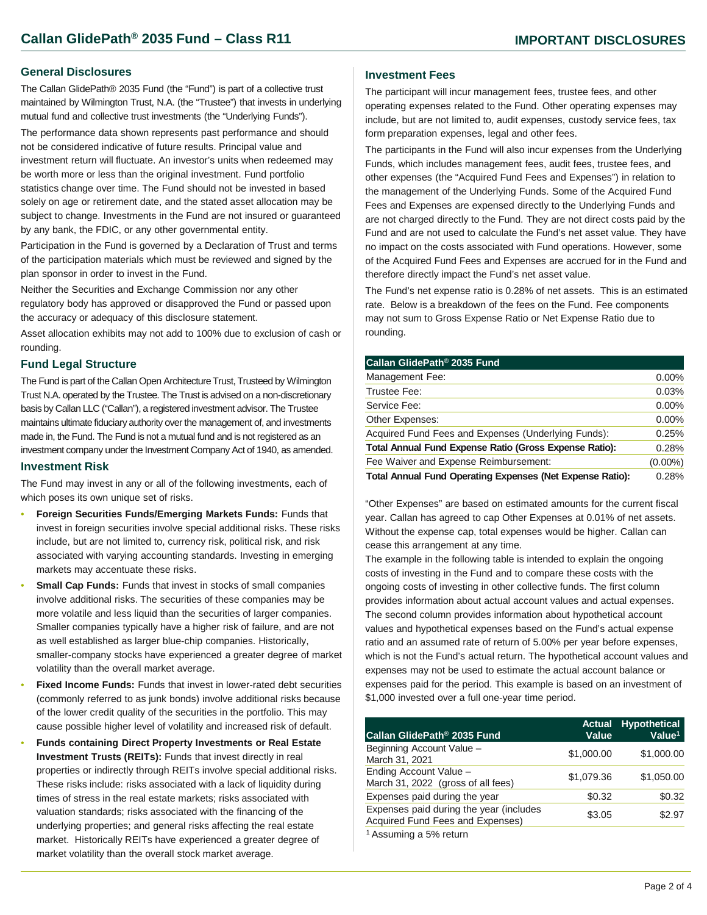## General Disclosures

The Callan GlidePath® 2035 Fund (the "Fund") is part of a collective trust maintained by Wilmington Trust, N.A. (the "Trustee") that invests in underlying mutual fund and collective trust investments (the "Underlying Funds").

The performance data shown represents past performance and should not be considered indicative of future results. Principal value and investment return will fluctuate. An investor's units when redeemed may be worth more or less than the original investment. Fund portfolio statistics change over time. The Fund should not be invested in based solely on age or retirement date, and the stated asset allocation may be subject to change. Investments in the Fund are not insured or guaranteed by any bank, the FDIC, or any other governmental entity.

Participation in the Fund is governed by a Declaration of Trust and terms of the participation materials which must be reviewed and signed by the plan sponsor in order to invest in the Fund.

Neither the Securities and Exchange Commission nor any other regulatory body has approved or disapproved the Fund or passed upon the accuracy or adequacy of this disclosure statement.

Asset allocation exhibits may not add to 100% due to exclusion of cash or rounding.

## Fund Legal Structure

The Fund is part of the Callan Open Architecture Trust, Trusteed by Wilmington Trust N.A. operated by the Trustee. The Trust is advised on a non-discretionary basis by Callan LLC ("Callan"), a registered investment advisor. The Trustee maintains ultimate fiduciary authority over the management of, and investments made in, the Fund. The Fund is not a mutual fund and is not registered as an investment company under the Investment Company Act of 1940, as amended.

## Investment Risk

The Fund may invest in any or all of the following investments, each of which poses its own unique set of risks.

- **Foreign Securities Funds/Emerging Markets Funds:** Funds that invest in foreign securities involve special additional risks. These risks include, but are not limited to, currency risk, political risk, and risk associated with varying accounting standards. Investing in emerging markets may accentuate these risks.
- **Small Cap Funds:** Funds that invest in stocks of small companies involve additional risks. The securities of these companies may be more volatile and less liquid than the securities of larger companies. Smaller companies typically have a higher risk of failure, and are not as well established as larger blue-chip companies. Historically, smaller-company stocks have experienced a greater degree of market volatility than the overall market average.
- **Fixed Income Funds:** Funds that invest in lower-rated debt securities (commonly referred to as junk bonds) involve additional risks because of the lower credit quality of the securities in the portfolio. This may cause possible higher level of volatility and increased risk of default.
- **Funds containing Direct Property Investments or Real Estate Investment Trusts (REITs):** Funds that invest directly in real properties or indirectly through REITs involve special additional risks. These risks include: risks associated with a lack of liquidity during times of stress in the real estate markets; risks associated with valuation standards; risks associated with the financing of the underlying properties; and general risks affecting the real estate market. Historically REITs have experienced a greater degree of market volatility than the overall stock market average.

## Investment Fees

The participant will incur management fees, trustee fees, and other operating expenses related to the Fund. Other operating expenses may include, but are not limited to, audit expenses, custody service fees, tax form preparation expenses, legal and other fees.

The participants in the Fund will also incur expenses from the Underlying Funds, which includes management fees, audit fees, trustee fees, and other expenses (the "Acquired Fund Fees and Expenses") in relation to the management of the Underlying Funds. Some of the Acquired Fund Fees and Expenses are expensed directly to the Underlying Funds and are not charged directly to the Fund. They are not direct costs paid by the Fund and are not used to calculate the Fund's net asset value. They have no impact on the costs associated with Fund operations. However, some of the Acquired Fund Fees and Expenses are accrued for in the Fund and therefore directly impact the Fund's net asset value.

The Fund's net expense ratio is 0.28% of net assets. This is an estimated rate. Below is a breakdown of the fees on the Fund. Fee components may not sum to Gross Expense Ratio or Net Expense Ratio due to rounding.

| Callan GlidePath® 2035 Fund | |
|---|---|
| Management Fee: | 0.00% |
| Trustee Fee: | 0.03% |
| Service Fee: | 0.00% |
| Other Expenses: | 0.00% |
| Acquired Fund Fees and Expenses (Underlying Funds): | 0.25% |
| **Total Annual Fund Expense Ratio (Gross Expense Ratio):** | 0.28% |
| Fee Waiver and Expense Reimbursement: | (0.00%) |
| **Total Annual Fund Operating Expenses (Net Expense Ratio):** | 0.28% |

"Other Expenses" are based on estimated amounts for the current fiscal year. Callan has agreed to cap Other Expenses at 0.01% of net assets. Without the expense cap, total expenses would be higher. Callan can cease this arrangement at any time.

The example in the following table is intended to explain the ongoing costs of investing in the Fund and to compare these costs with the ongoing costs of investing in other collective funds. The first column provides information about actual account values and actual expenses. The second column provides information about hypothetical account values and hypothetical expenses based on the Fund's actual expense ratio and an assumed rate of return of 5.00% per year before expenses, which is not the Fund's actual return. The hypothetical account values and expenses may not be used to estimate the actual account balance or expenses paid for the period. This example is based on an investment of $1,000 invested over a full one-year time period.

| Callan GlidePath® 2035 Fund | Actual Value | Hypothetical Value[1] |
|---|---|---|
| Beginning Account Value – March 31, 2021 | $1,000.00 | $1,000.00 |
| Ending Account Value – March 31, 2022 (gross of all fees) | $1,079.36 | $1,050.00 |
| Expenses paid during the year | $0.32 | $0.32 |
| Expenses paid during the year (includes Acquired Fund Fees and Expenses) | $3.05 | $2.97 |

[1] Assuming a 5% return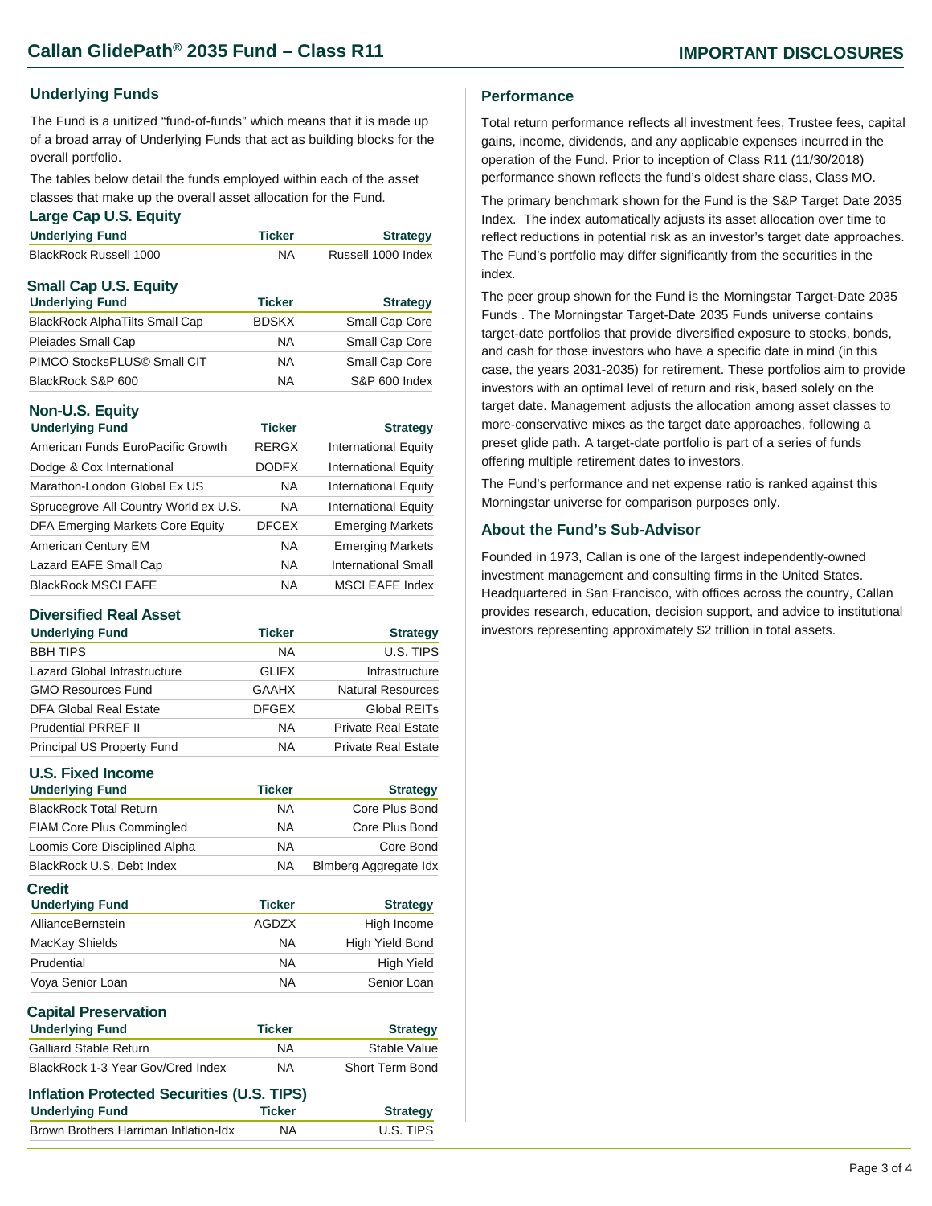# Callan GlidePath® 2035 Fund – Class R11

## IMPORTANT DISCLOSURES

### Underlying Funds

The Fund is a unitized "fund-of-funds" which means that it is made up of a broad array of Underlying Funds that act as building blocks for the overall portfolio.

The tables below detail the funds employed within each of the asset classes that make up the overall asset allocation for the Fund.

#### Large Cap U.S. Equity

| Underlying Fund | Ticker | Strategy |
|---|---|---|
| BlackRock Russell 1000 | NA | Russell 1000 Index |

#### Small Cap U.S. Equity

| Underlying Fund | Ticker | Strategy |
|---|---|---|
| BlackRock AlphaTilts Small Cap | BDSKX | Small Cap Core |
| Pleiades Small Cap | NA | Small Cap Core |
| PIMCO StocksPLUS© Small CIT | NA | Small Cap Core |
| BlackRock S&P 600 | NA | S&P 600 Index |

#### Non-U.S. Equity

| Underlying Fund | Ticker | Strategy |
|---|---|---|
| American Funds EuroPacific Growth | RERGX | International Equity |
| Dodge & Cox International | DODFX | International Equity |
| Marathon-London Global Ex US | NA | International Equity |
| Sprucegrove All Country World ex U.S. | NA | International Equity |
| DFA Emerging Markets Core Equity | DFCEX | Emerging Markets |
| American Century EM | NA | Emerging Markets |
| Lazard EAFE Small Cap | NA | International Small |
| BlackRock MSCI EAFE | NA | MSCI EAFE Index |

#### Diversified Real Asset

| Underlying Fund | Ticker | Strategy |
|---|---|---|
| BBH TIPS | NA | U.S. TIPS |
| Lazard Global Infrastructure | GLIFX | Infrastructure |
| GMO Resources Fund | GAAHX | Natural Resources |
| DFA Global Real Estate | DFGEX | Global REITs |
| Prudential PRREF II | NA | Private Real Estate |
| Principal US Property Fund | NA | Private Real Estate |

#### U.S. Fixed Income

| Underlying Fund | Ticker | Strategy |
|---|---|---|
| BlackRock Total Return | NA | Core Plus Bond |
| FIAM Core Plus Commingled | NA | Core Plus Bond |
| Loomis Core Disciplined Alpha | NA | Core Bond |
| BlackRock U.S. Debt Index | NA | Blmberg Aggregate Idx |

#### Credit

| Underlying Fund | Ticker | Strategy |
|---|---|---|
| AllianceBernstein | AGDZX | High Income |
| MacKay Shields | NA | High Yield Bond |
| Prudential | NA | High Yield |
| Voya Senior Loan | NA | Senior Loan |

#### Capital Preservation

| Underlying Fund | Ticker | Strategy |
|---|---|---|
| Galliard Stable Return | NA | Stable Value |
| BlackRock 1-3 Year Gov/Cred Index | NA | Short Term Bond |

#### Inflation Protected Securities (U.S. TIPS)

| Underlying Fund | Ticker | Strategy |
|---|---|---|
| Brown Brothers Harriman Inflation-Idx | NA | U.S. TIPS |

### Performance

Total return performance reflects all investment fees, Trustee fees, capital gains, income, dividends, and any applicable expenses incurred in the operation of the Fund. Prior to inception of Class R11 (11/30/2018) performance shown reflects the fund's oldest share class, Class MO.

The primary benchmark shown for the Fund is the S&P Target Date 2035 Index. The index automatically adjusts its asset allocation over time to reflect reductions in potential risk as an investor's target date approaches. The Fund's portfolio may differ significantly from the securities in the index.

The peer group shown for the Fund is the Morningstar Target-Date 2035 Funds . The Morningstar Target-Date 2035 Funds universe contains target-date portfolios that provide diversified exposure to stocks, bonds, and cash for those investors who have a specific date in mind (in this case, the years 2031-2035) for retirement. These portfolios aim to provide investors with an optimal level of return and risk, based solely on the target date. Management adjusts the allocation among asset classes to more-conservative mixes as the target date approaches, following a preset glide path. A target-date portfolio is part of a series of funds offering multiple retirement dates to investors.

The Fund's performance and net expense ratio is ranked against this Morningstar universe for comparison purposes only.

### About the Fund's Sub-Advisor

Founded in 1973, Callan is one of the largest independently-owned investment management and consulting firms in the United States. Headquartered in San Francisco, with offices across the country, Callan provides research, education, decision support, and advice to institutional investors representing approximately $2 trillion in total assets.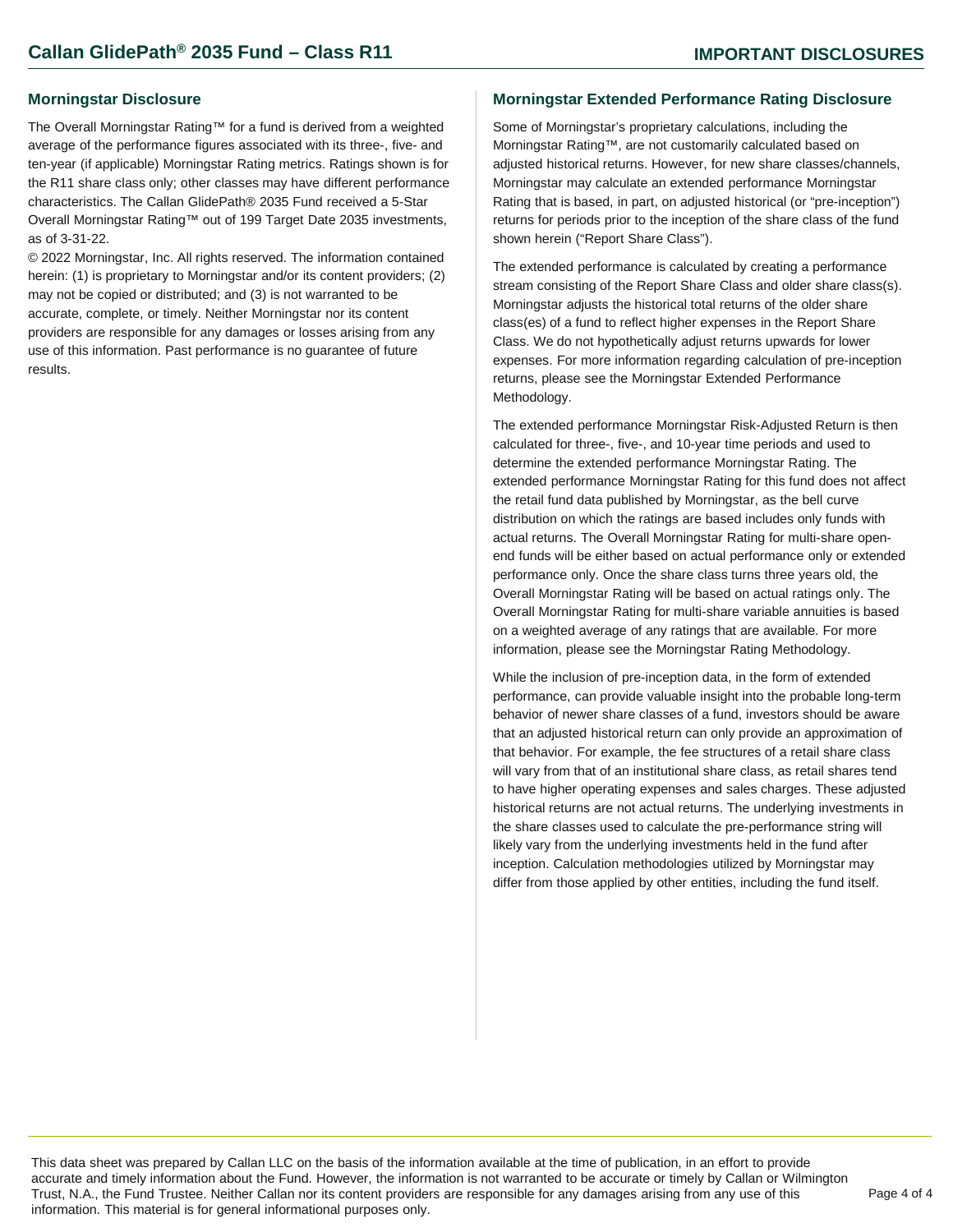## Morningstar Disclosure

The Overall Morningstar Rating™ for a fund is derived from a weighted average of the performance figures associated with its three-, five- and ten-year (if applicable) Morningstar Rating metrics. Ratings shown is for the R11 share class only; other classes may have different performance characteristics. The Callan GlidePath® 2035 Fund received a 5-Star Overall Morningstar Rating™ out of 199 Target Date 2035 investments, as of 3-31-22.

© 2022 Morningstar, Inc. All rights reserved. The information contained herein: (1) is proprietary to Morningstar and/or its content providers; (2) may not be copied or distributed; and (3) is not warranted to be accurate, complete, or timely. Neither Morningstar nor its content providers are responsible for any damages or losses arising from any use of this information. Past performance is no guarantee of future results.

## Morningstar Extended Performance Rating Disclosure

Some of Morningstar's proprietary calculations, including the Morningstar Rating™, are not customarily calculated based on adjusted historical returns. However, for new share classes/channels, Morningstar may calculate an extended performance Morningstar Rating that is based, in part, on adjusted historical (or "pre-inception") returns for periods prior to the inception of the share class of the fund shown herein ("Report Share Class").

The extended performance is calculated by creating a performance stream consisting of the Report Share Class and older share class(s). Morningstar adjusts the historical total returns of the older share class(es) of a fund to reflect higher expenses in the Report Share Class. We do not hypothetically adjust returns upwards for lower expenses. For more information regarding calculation of pre-inception returns, please see the Morningstar Extended Performance Methodology.

The extended performance Morningstar Risk-Adjusted Return is then calculated for three-, five-, and 10-year time periods and used to determine the extended performance Morningstar Rating. The extended performance Morningstar Rating for this fund does not affect the retail fund data published by Morningstar, as the bell curve distribution on which the ratings are based includes only funds with actual returns. The Overall Morningstar Rating for multi-share open-end funds will be either based on actual performance only or extended performance only. Once the share class turns three years old, the Overall Morningstar Rating will be based on actual ratings only. The Overall Morningstar Rating for multi-share variable annuities is based on a weighted average of any ratings that are available. For more information, please see the Morningstar Rating Methodology.

While the inclusion of pre-inception data, in the form of extended performance, can provide valuable insight into the probable long-term behavior of newer share classes of a fund, investors should be aware that an adjusted historical return can only provide an approximation of that behavior. For example, the fee structures of a retail share class will vary from that of an institutional share class, as retail shares tend to have higher operating expenses and sales charges. These adjusted historical returns are not actual returns. The underlying investments in the share classes used to calculate the pre-performance string will likely vary from the underlying investments held in the fund after inception. Calculation methodologies utilized by Morningstar may differ from those applied by other entities, including the fund itself.

This data sheet was prepared by Callan LLC on the basis of the information available at the time of publication, in an effort to provide accurate and timely information about the Fund. However, the information is not warranted to be accurate or timely by Callan or Wilmington Trust, N.A., the Fund Trustee. Neither Callan nor its content providers are responsible for any damages arising from any use of this information. This material is for general informational purposes only.